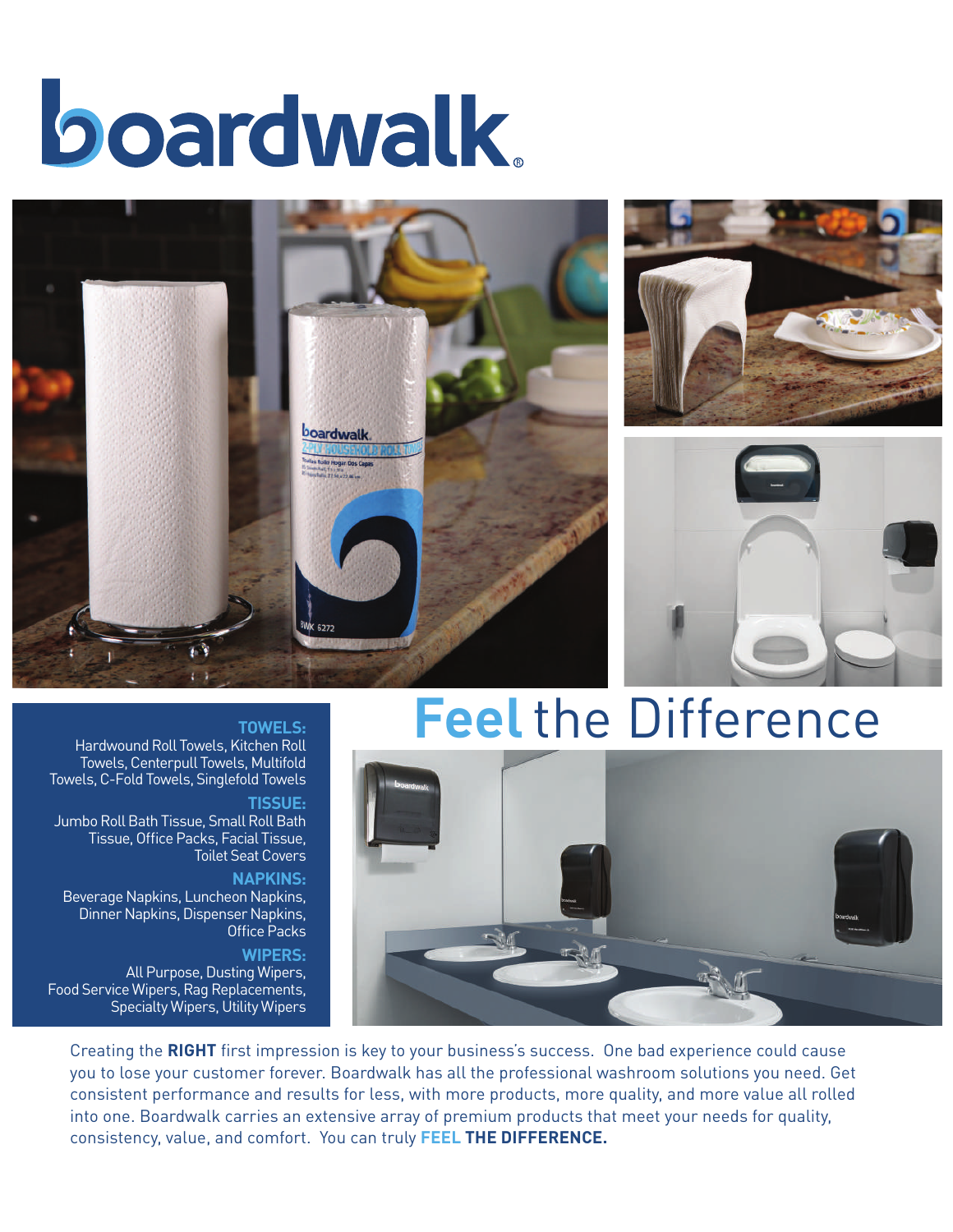# boardwalk®

## Feel the Difference

**TOWELS:**
Hardwound Roll Towels, Kitchen Roll Towels, Centerpull Towels, Multifold Towels, C-Fold Towels, Singlefold Towels

**TISSUE:**
Jumbo Roll Bath Tissue, Small Roll Bath Tissue, Office Packs, Facial Tissue, Toilet Seat Covers

**NAPKINS:**
Beverage Napkins, Luncheon Napkins, Dinner Napkins, Dispenser Napkins, Office Packs

**WIPERS:**
All Purpose, Dusting Wipers, Food Service Wipers, Rag Replacements, Specialty Wipers, Utility Wipers

Creating the **RIGHT** first impression is key to your business's success. One bad experience could cause you to lose your customer forever. Boardwalk has all the professional washroom solutions you need. Get consistent performance and results for less, with more products, more quality, and more value all rolled into one. Boardwalk carries an extensive array of premium products that meet your needs for quality, consistency, value, and comfort. You can truly **FEEL THE DIFFERENCE.**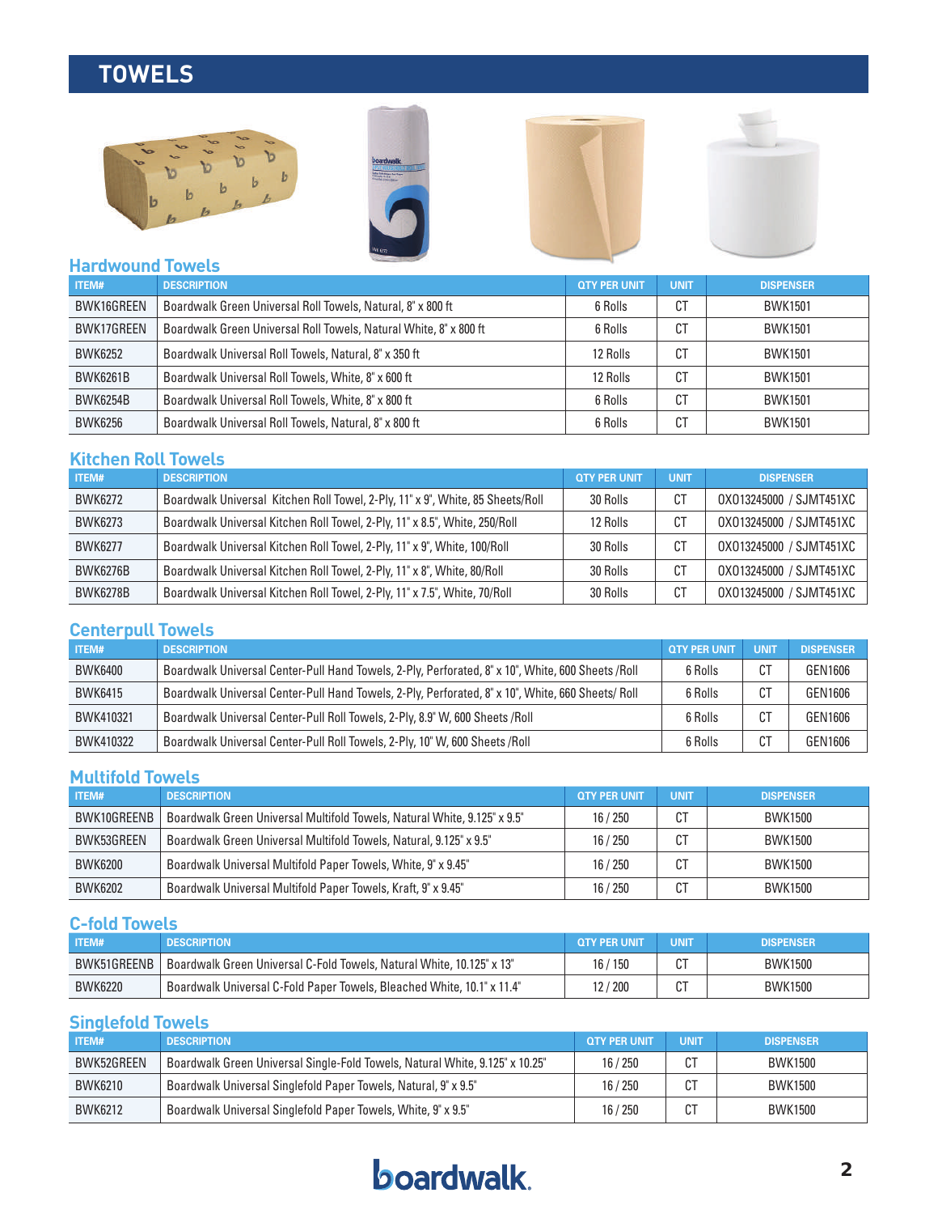# TOWELS

## Hardwound Towels

| ITEM# | DESCRIPTION | QTY PER UNIT | UNIT | DISPENSER |
|---|---|---|---|---|
| BWK16GREEN | Boardwalk Green Universal Roll Towels, Natural, 8" x 800 ft | 6 Rolls | CT | BWK1501 |
| BWK17GREEN | Boardwalk Green Universal Roll Towels, Natural White, 8" x 800 ft | 6 Rolls | CT | BWK1501 |
| BWK6252 | Boardwalk Universal Roll Towels, Natural, 8" x 350 ft | 12 Rolls | CT | BWK1501 |
| BWK6261B | Boardwalk Universal Roll Towels, White, 8" x 600 ft | 12 Rolls | CT | BWK1501 |
| BWK6254B | Boardwalk Universal Roll Towels, White, 8" x 800 ft | 6 Rolls | CT | BWK1501 |
| BWK6256 | Boardwalk Universal Roll Towels, Natural, 8" x 800 ft | 6 Rolls | CT | BWK1501 |

## Kitchen Roll Towels

| ITEM# | DESCRIPTION | QTY PER UNIT | UNIT | DISPENSER |
|---|---|---|---|---|
| BWK6272 | Boardwalk Universal Kitchen Roll Towel, 2-Ply, 11" x 9", White, 85 Sheets/Roll | 30 Rolls | CT | 0X013245000 / SJMT451XC |
| BWK6273 | Boardwalk Universal Kitchen Roll Towel, 2-Ply, 11" x 8.5", White, 250/Roll | 12 Rolls | CT | 0X013245000 / SJMT451XC |
| BWK6277 | Boardwalk Universal Kitchen Roll Towel, 2-Ply, 11" x 9", White, 100/Roll | 30 Rolls | CT | 0X013245000 / SJMT451XC |
| BWK6276B | Boardwalk Universal Kitchen Roll Towel, 2-Ply, 11" x 8", White, 80/Roll | 30 Rolls | CT | 0X013245000 / SJMT451XC |
| BWK6278B | Boardwalk Universal Kitchen Roll Towel, 2-Ply, 11" x 7.5", White, 70/Roll | 30 Rolls | CT | 0X013245000 / SJMT451XC |

## Centerpull Towels

| ITEM# | DESCRIPTION | QTY PER UNIT | UNIT | DISPENSER |
|---|---|---|---|---|
| BWK6400 | Boardwalk Universal Center-Pull Hand Towels, 2-Ply, Perforated, 8" x 10", White, 600 Sheets /Roll | 6 Rolls | CT | GEN1606 |
| BWK6415 | Boardwalk Universal Center-Pull Hand Towels, 2-Ply, Perforated, 8" x 10", White, 660 Sheets/ Roll | 6 Rolls | CT | GEN1606 |
| BWK410321 | Boardwalk Universal Center-Pull Roll Towels, 2-Ply, 8.9" W, 600 Sheets /Roll | 6 Rolls | CT | GEN1606 |
| BWK410322 | Boardwalk Universal Center-Pull Roll Towels, 2-Ply, 10" W, 600 Sheets /Roll | 6 Rolls | CT | GEN1606 |

## Multifold Towels

| ITEM# | DESCRIPTION | QTY PER UNIT | UNIT | DISPENSER |
|---|---|---|---|---|
| BWK10GREENB | Boardwalk Green Universal Multifold Towels, Natural White, 9.125" x 9.5" | 16 / 250 | CT | BWK1500 |
| BWK53GREEN | Boardwalk Green Universal Multifold Towels, Natural, 9.125" x 9.5" | 16 / 250 | CT | BWK1500 |
| BWK6200 | Boardwalk Universal Multifold Paper Towels, White, 9" x 9.45" | 16 / 250 | CT | BWK1500 |
| BWK6202 | Boardwalk Universal Multifold Paper Towels, Kraft, 9" x 9.45" | 16 / 250 | CT | BWK1500 |

## C-fold Towels

| ITEM# | DESCRIPTION | QTY PER UNIT | UNIT | DISPENSER |
|---|---|---|---|---|
| BWK51GREENB | Boardwalk Green Universal C-Fold Towels, Natural White, 10.125" x 13" | 16 / 150 | CT | BWK1500 |
| BWK6220 | Boardwalk Universal C-Fold Paper Towels, Bleached White, 10.1" x 11.4" | 12 / 200 | CT | BWK1500 |

## Singlefold Towels

| ITEM# | DESCRIPTION | QTY PER UNIT | UNIT | DISPENSER |
|---|---|---|---|---|
| BWK52GREEN | Boardwalk Green Universal Single-Fold Towels, Natural White, 9.125" x 10.25" | 16 / 250 | CT | BWK1500 |
| BWK6210 | Boardwalk Universal Singlefold Paper Towels, Natural, 9" x 9.5" | 16 / 250 | CT | BWK1500 |
| BWK6212 | Boardwalk Universal Singlefold Paper Towels, White, 9" x 9.5" | 16 / 250 | CT | BWK1500 |

boardwalk.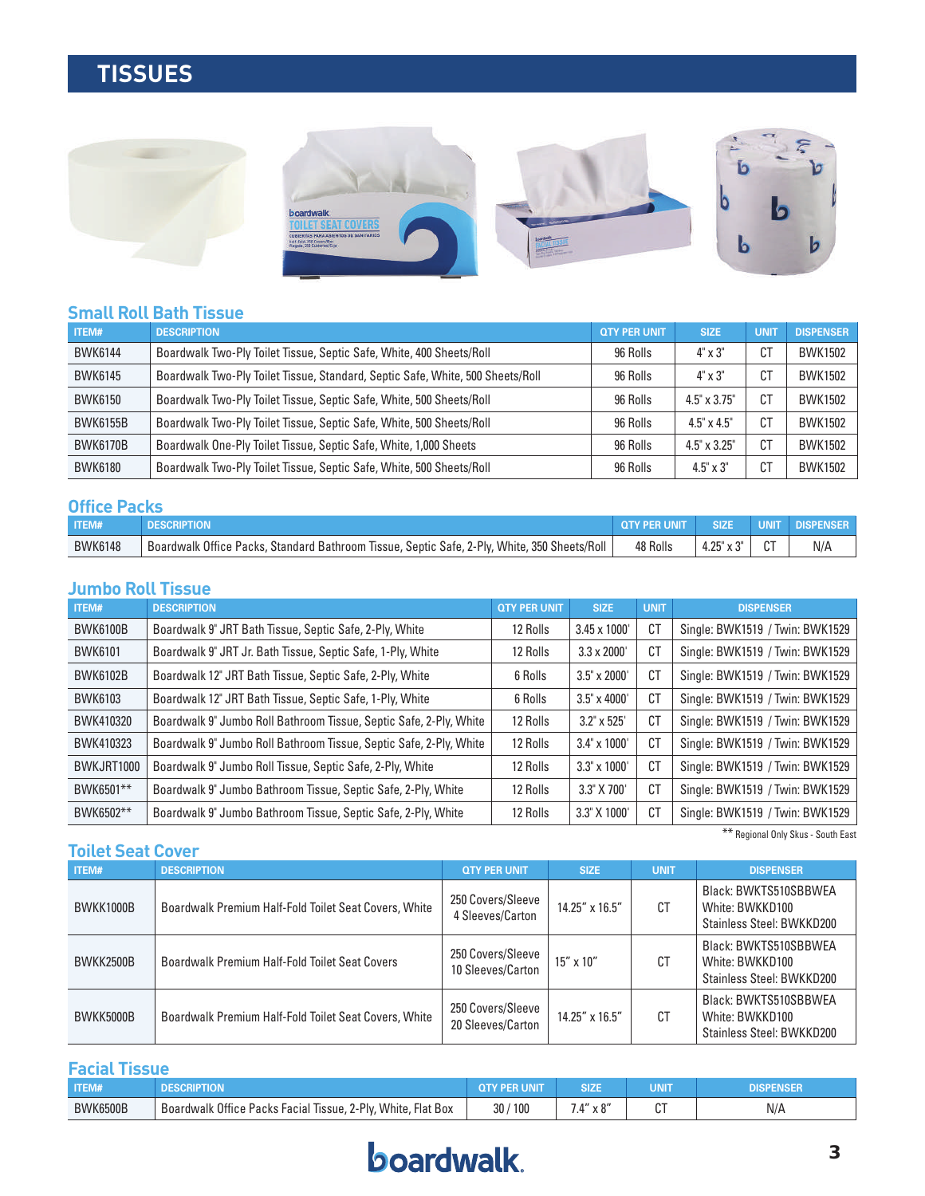# TISSUES

## Small Roll Bath Tissue

| ITEM# | DESCRIPTION | QTY PER UNIT | SIZE | UNIT | DISPENSER |
|---|---|---|---|---|---|
| BWK6144 | Boardwalk Two-Ply Toilet Tissue, Septic Safe, White, 400 Sheets/Roll | 96 Rolls | 4" x 3" | CT | BWK1502 |
| BWK6145 | Boardwalk Two-Ply Toilet Tissue, Standard, Septic Safe, White, 500 Sheets/Roll | 96 Rolls | 4" x 3" | CT | BWK1502 |
| BWK6150 | Boardwalk Two-Ply Toilet Tissue, Septic Safe, White, 500 Sheets/Roll | 96 Rolls | 4.5" x 3.75" | CT | BWK1502 |
| BWK6155B | Boardwalk Two-Ply Toilet Tissue, Septic Safe, White, 500 Sheets/Roll | 96 Rolls | 4.5" x 4.5" | CT | BWK1502 |
| BWK6170B | Boardwalk One-Ply Toilet Tissue, Septic Safe, White, 1,000 Sheets | 96 Rolls | 4.5" x 3.25" | CT | BWK1502 |
| BWK6180 | Boardwalk Two-Ply Toilet Tissue, Septic Safe, White, 500 Sheets/Roll | 96 Rolls | 4.5" x 3" | CT | BWK1502 |

## Office Packs

| ITEM# | DESCRIPTION | QTY PER UNIT | SIZE | UNIT | DISPENSER |
|---|---|---|---|---|---|
| BWK6148 | Boardwalk Office Packs, Standard Bathroom Tissue, Septic Safe, 2-Ply, White, 350 Sheets/Roll | 48 Rolls | 4.25" x 3" | CT | N/A |

## Jumbo Roll Tissue

| ITEM# | DESCRIPTION | QTY PER UNIT | SIZE | UNIT | DISPENSER |
|---|---|---|---|---|---|
| BWK6100B | Boardwalk 9" JRT Bath Tissue, Septic Safe, 2-Ply, White | 12 Rolls | 3.45 x 1000' | CT | Single: BWK1519 / Twin: BWK1529 |
| BWK6101 | Boardwalk 9" JRT Jr. Bath Tissue, Septic Safe, 1-Ply, White | 12 Rolls | 3.3 x 2000' | CT | Single: BWK1519 / Twin: BWK1529 |
| BWK6102B | Boardwalk 12" JRT Bath Tissue, Septic Safe, 2-Ply, White | 6 Rolls | 3.5" x 2000' | CT | Single: BWK1519 / Twin: BWK1529 |
| BWK6103 | Boardwalk 12" JRT Bath Tissue, Septic Safe, 1-Ply, White | 6 Rolls | 3.5" x 4000' | CT | Single: BWK1519 / Twin: BWK1529 |
| BWK410320 | Boardwalk 9" Jumbo Roll Bathroom Tissue, Septic Safe, 2-Ply, White | 12 Rolls | 3.2" x 525' | CT | Single: BWK1519 / Twin: BWK1529 |
| BWK410323 | Boardwalk 9" Jumbo Roll Bathroom Tissue, Septic Safe, 2-Ply, White | 12 Rolls | 3.4" x 1000' | CT | Single: BWK1519 / Twin: BWK1529 |
| BWKJRT1000 | Boardwalk 9" Jumbo Roll Tissue, Septic Safe, 2-Ply, White | 12 Rolls | 3.3" x 1000' | CT | Single: BWK1519 / Twin: BWK1529 |
| BWK6501** | Boardwalk 9" Jumbo Bathroom Tissue, Septic Safe, 2-Ply, White | 12 Rolls | 3.3" X 700' | CT | Single: BWK1519 / Twin: BWK1529 |
| BWK6502** | Boardwalk 9" Jumbo Bathroom Tissue, Septic Safe, 2-Ply, White | 12 Rolls | 3.3" X 1000' | CT | Single: BWK1519 / Twin: BWK1529 |

** Regional Only Skus - South East

## Toilet Seat Cover

| ITEM# | DESCRIPTION | QTY PER UNIT | SIZE | UNIT | DISPENSER |
|---|---|---|---|---|---|
| BWKK1000B | Boardwalk Premium Half-Fold Toilet Seat Covers, White | 250 Covers/Sleeve 4 Sleeves/Carton | 14.25" x 16.5" | CT | Black: BWKTS510SBBWEA White: BWKKD100 Stainless Steel: BWKKD200 |
| BWKK2500B | Boardwalk Premium Half-Fold Toilet Seat Covers | 250 Covers/Sleeve 10 Sleeves/Carton | 15" x 10" | CT | Black: BWKTS510SBBWEA White: BWKKD100 Stainless Steel: BWKKD200 |
| BWKK5000B | Boardwalk Premium Half-Fold Toilet Seat Covers, White | 250 Covers/Sleeve 20 Sleeves/Carton | 14.25" x 16.5" | CT | Black: BWKTS510SBBWEA White: BWKKD100 Stainless Steel: BWKKD200 |

## Facial Tissue

| ITEM# | DESCRIPTION | QTY PER UNIT | SIZE | UNIT | DISPENSER |
|---|---|---|---|---|---|
| BWK6500B | Boardwalk Office Packs Facial Tissue, 2-Ply, White, Flat Box | 30 / 100 | 7.4" x 8" | CT | N/A |

boardwalk.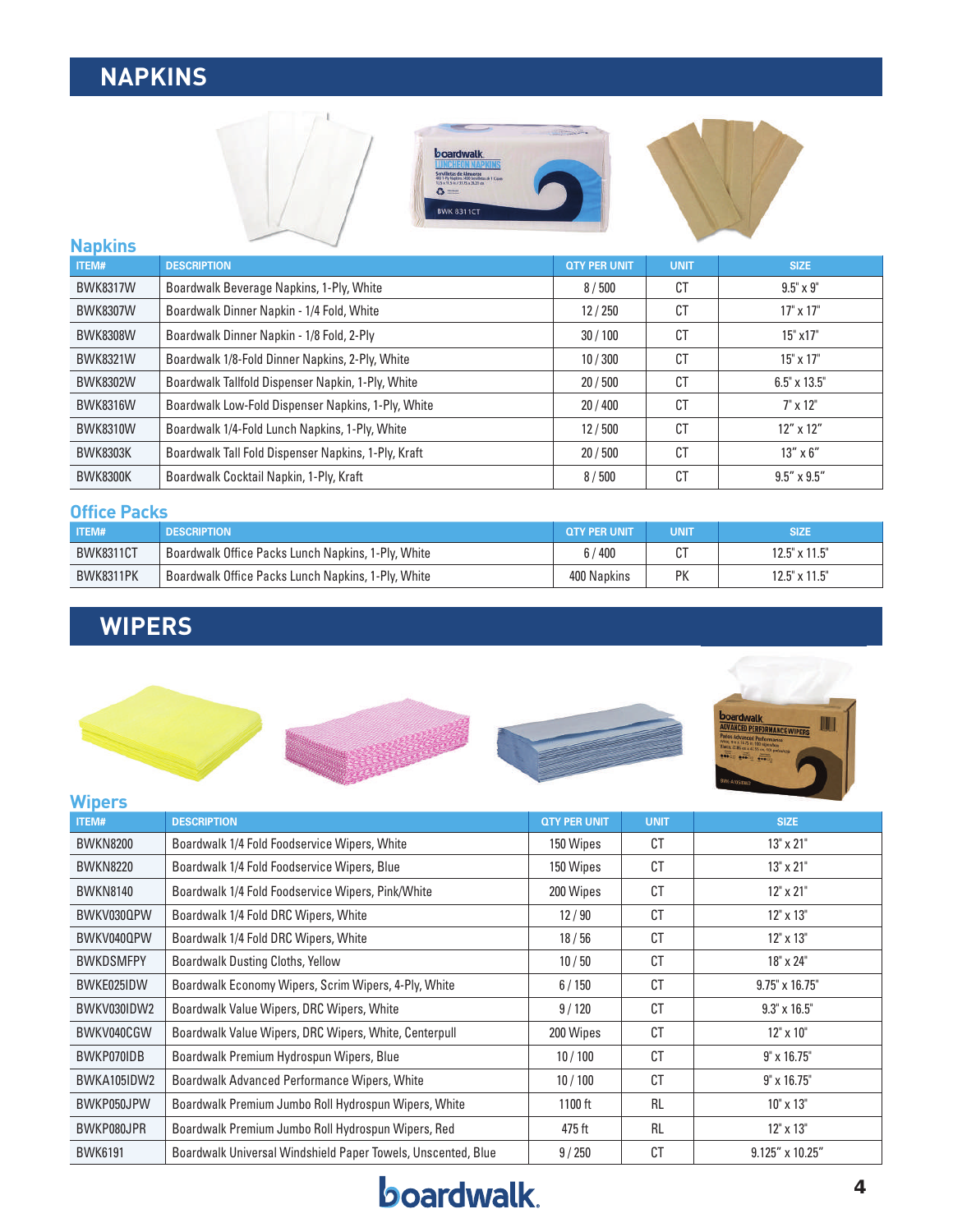# NAPKINS

## Napkins

| ITEM# | DESCRIPTION | QTY PER UNIT | UNIT | SIZE |
|---|---|---|---|---|
| BWK8317W | Boardwalk Beverage Napkins, 1-Ply, White | 8 / 500 | CT | 9.5" x 9" |
| BWK8307W | Boardwalk Dinner Napkin - 1/4 Fold, White | 12 / 250 | CT | 17" x 17" |
| BWK8308W | Boardwalk Dinner Napkin - 1/8 Fold, 2-Ply | 30 / 100 | CT | 15" x17" |
| BWK8321W | Boardwalk 1/8-Fold Dinner Napkins, 2-Ply, White | 10 / 300 | CT | 15" x 17" |
| BWK8302W | Boardwalk Tallfold Dispenser Napkin, 1-Ply, White | 20 / 500 | CT | 6.5" x 13.5" |
| BWK8316W | Boardwalk Low-Fold Dispenser Napkins, 1-Ply, White | 20 / 400 | CT | 7" x 12" |
| BWK8310W | Boardwalk 1/4-Fold Lunch Napkins, 1-Ply, White | 12 / 500 | CT | 12" x 12" |
| BWK8303K | Boardwalk Tall Fold Dispenser Napkins, 1-Ply, Kraft | 20 / 500 | CT | 13" x 6" |
| BWK8300K | Boardwalk Cocktail Napkin, 1-Ply, Kraft | 8 / 500 | CT | 9.5" x 9.5" |

## Office Packs

| ITEM# | DESCRIPTION | QTY PER UNIT | UNIT | SIZE |
|---|---|---|---|---|
| BWK8311CT | Boardwalk Office Packs Lunch Napkins, 1-Ply, White | 6 / 400 | CT | 12.5" x 11.5" |
| BWK8311PK | Boardwalk Office Packs Lunch Napkins, 1-Ply, White | 400 Napkins | PK | 12.5" x 11.5" |

# WIPERS

## Wipers

| ITEM# | DESCRIPTION | QTY PER UNIT | UNIT | SIZE |
|---|---|---|---|---|
| BWKN8200 | Boardwalk 1/4 Fold Foodservice Wipers, White | 150 Wipes | CT | 13" x 21" |
| BWKN8220 | Boardwalk 1/4 Fold Foodservice Wipers, Blue | 150 Wipes | CT | 13" x 21" |
| BWKN8140 | Boardwalk 1/4 Fold Foodservice Wipers, Pink/White | 200 Wipes | CT | 12" x 21" |
| BWKV030QPW | Boardwalk 1/4 Fold DRC Wipers, White | 12 / 90 | CT | 12" x 13" |
| BWKV040QPW | Boardwalk 1/4 Fold DRC Wipers, White | 18 / 56 | CT | 12" x 13" |
| BWKDSMFPY | Boardwalk Dusting Cloths, Yellow | 10 / 50 | CT | 18" x 24" |
| BWKE025IDW | Boardwalk Economy Wipers, Scrim Wipers, 4-Ply, White | 6 / 150 | CT | 9.75" x 16.75" |
| BWKV030IDW2 | Boardwalk Value Wipers, DRC Wipers, White | 9 / 120 | CT | 9.3" x 16.5" |
| BWKV040CGW | Boardwalk Value Wipers, DRC Wipers, White, Centerpull | 200 Wipes | CT | 12" x 10" |
| BWKP070IDB | Boardwalk Premium Hydrospun Wipers, Blue | 10 / 100 | CT | 9" x 16.75" |
| BWKA105IDW2 | Boardwalk Advanced Performance Wipers, White | 10 / 100 | CT | 9" x 16.75" |
| BWKP050JPW | Boardwalk Premium Jumbo Roll Hydrospun Wipers, White | 1100 ft | RL | 10" x 13" |
| BWKP080JPR | Boardwalk Premium Jumbo Roll Hydrospun Wipers, Red | 475 ft | RL | 12" x 13" |
| BWK6191 | Boardwalk Universal Windshield Paper Towels, Unscented, Blue | 9 / 250 | CT | 9.125" x 10.25" |

boardwalk.